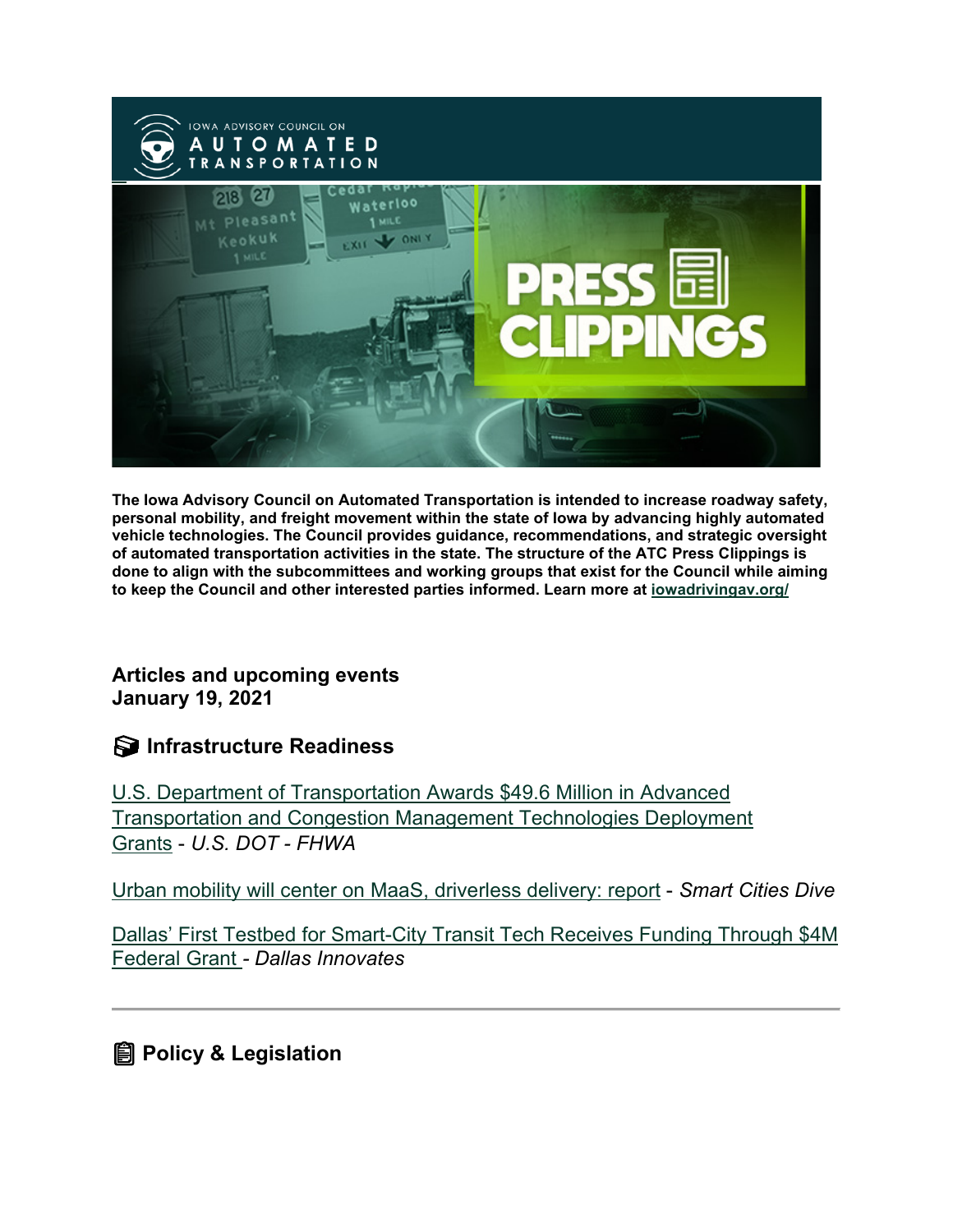The Iowa Advisory Council on Automated Transportation is intended to increase roadway safety, personal mobility, and freight movement within the state of Iowa by advancing highly automated vehicle technologies. The Council provides guidance, recommendations, and strategic oversight of automated transportation activities in the state. The structure of the ATC Press Clippings is done to align with the subcommittees and working groups that exist for the Council while aiming to keep the Council and other interested parties informed. Learn more at iowadrivingav.org/

**Articles and upcoming events**
**January 19, 2021**

## Infrastructure Readiness

U.S. Department of Transportation Awards $49.6 Million in Advanced Transportation and Congestion Management Technologies Deployment Grants - *U.S. DOT - FHWA*

Urban mobility will center on MaaS, driverless delivery: report - *Smart Cities Dive*

Dallas' First Testbed for Smart-City Transit Tech Receives Funding Through $4M Federal Grant - *Dallas Innovates*

---

## Policy & Legislation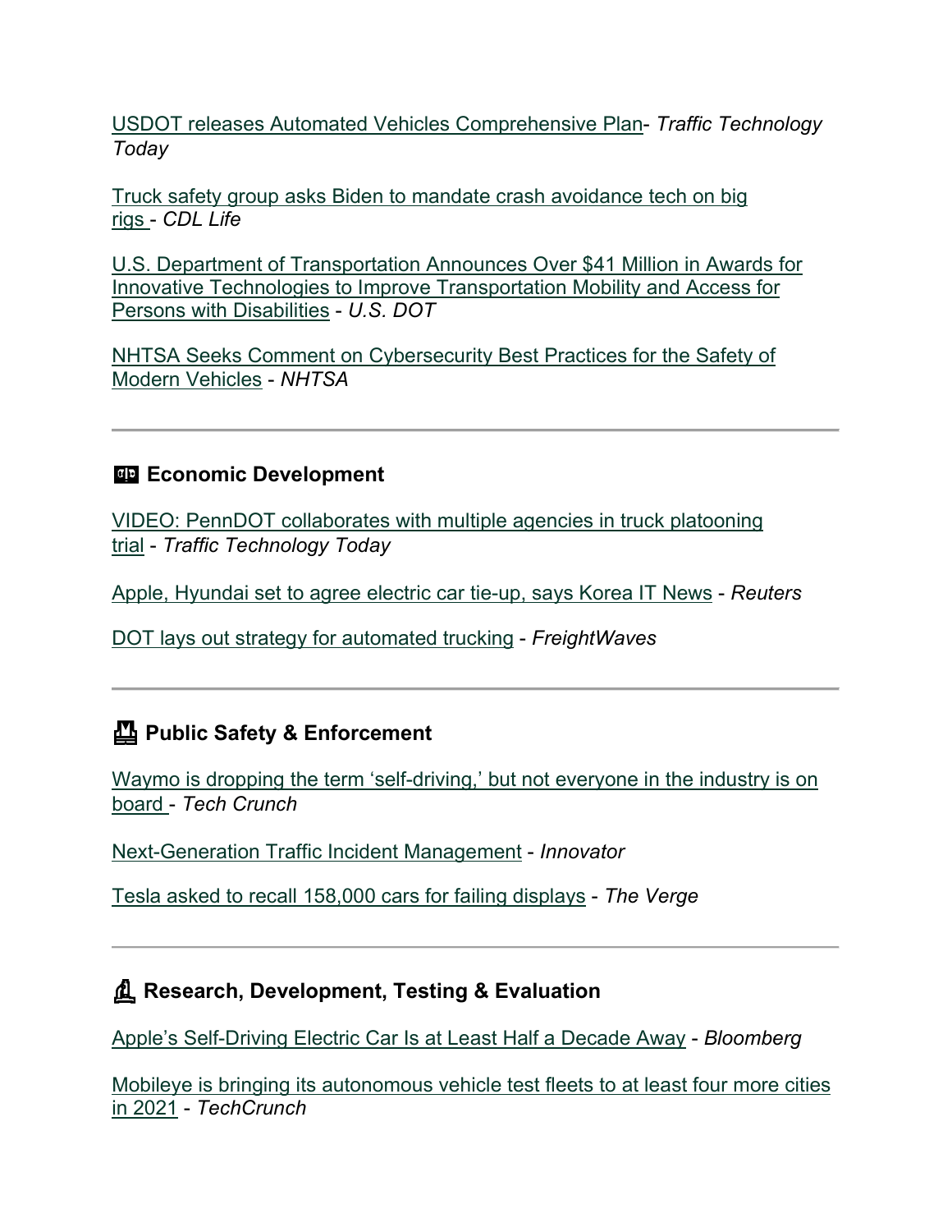USDOT releases Automated Vehicles Comprehensive Plan- *Traffic Technology Today*

Truck safety group asks Biden to mandate crash avoidance tech on big rigs - *CDL Life*

U.S. Department of Transportation Announces Over $41 Million in Awards for Innovative Technologies to Improve Transportation Mobility and Access for Persons with Disabilities - *U.S. DOT*

NHTSA Seeks Comment on Cybersecurity Best Practices for the Safety of Modern Vehicles - *NHTSA*

---

## Economic Development

VIDEO: PennDOT collaborates with multiple agencies in truck platooning trial - *Traffic Technology Today*

Apple, Hyundai set to agree electric car tie-up, says Korea IT News - *Reuters*

DOT lays out strategy for automated trucking - *FreightWaves*

---

## Public Safety & Enforcement

Waymo is dropping the term 'self-driving,' but not everyone in the industry is on board - *Tech Crunch*

Next-Generation Traffic Incident Management - *Innovator*

Tesla asked to recall 158,000 cars for failing displays - *The Verge*

---

## Research, Development, Testing & Evaluation

Apple's Self-Driving Electric Car Is at Least Half a Decade Away - *Bloomberg*

Mobileye is bringing its autonomous vehicle test fleets to at least four more cities in 2021 - *TechCrunch*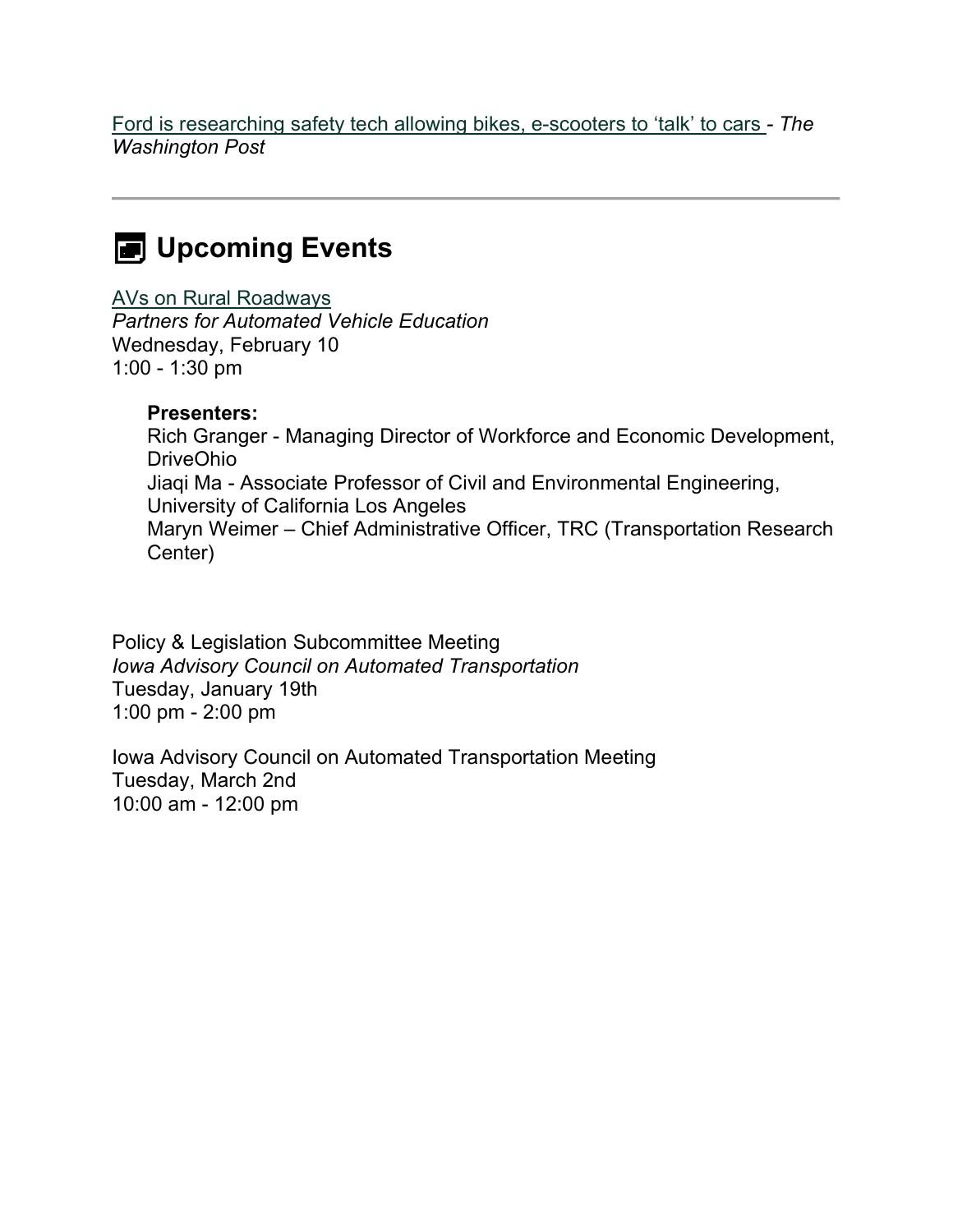[Ford is researching safety tech allowing bikes, e-scooters to 'talk' to cars](#) - *The Washington Post*

---

## Upcoming Events

[AVs on Rural Roadways](#)
*Partners for Automated Vehicle Education*
Wednesday, February 10
1:00 - 1:30 pm

> **Presenters:**
> Rich Granger - Managing Director of Workforce and Economic Development, DriveOhio
> Jiaqi Ma - Associate Professor of Civil and Environmental Engineering, University of California Los Angeles
> Maryn Weimer – Chief Administrative Officer, TRC (Transportation Research Center)

Policy & Legislation Subcommittee Meeting
*Iowa Advisory Council on Automated Transportation*
Tuesday, January 19th
1:00 pm - 2:00 pm

Iowa Advisory Council on Automated Transportation Meeting
Tuesday, March 2nd
10:00 am - 12:00 pm